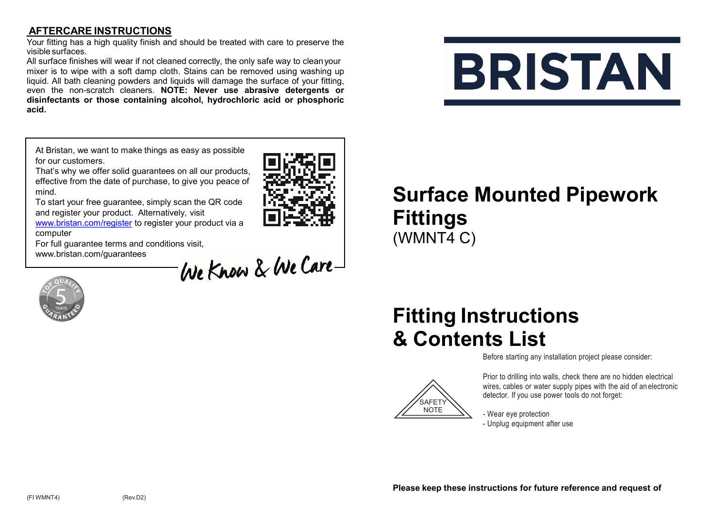## AFTERCARE INSTRUCTIONS

Your fitting has a high quality finish and should be treated with care to preserve the visible surfaces.

All surface finishes will wear if not cleaned correctly, the only safe way to clean your mixer is to wipe with a soft damp cloth. Stains can be removed using washing up liquid. All bath cleaning powders and liquids will damage the surface of your fitting, even the non-scratch cleaners. **NOTE: Never use abrasive detergents or disinfectants or those containing alcohol, hydrochloric acid or phosphoric acid.**

At Bristan, we want to make things as easy as possible for our customers.

That's why we offer solid guarantees on all our products, effective from the date of purchase, to give you peace of mind.

To start your free guarantee, simply scan the QR code and register your product. Alternatively, visit www.bristan.com/register to register your product via a computer

For full guarantee terms and conditions visit, www.bristan.com/guarantees

We Know & We Care

TOP QUALITY 5 YEARS GUARANTEED

BRISTAN

# Surface Mounted Pipework Fittings
(WMNT4 C)

# Fitting Instructions & Contents List

Before starting any installation project please consider:

SAFETY NOTE

Prior to drilling into walls, check there are no hidden electrical wires, cables or water supply pipes with the aid of an electronic detector. If you use power tools do not forget:

- Wear eye protection
- Unplug equipment after use

**Please keep these instructions for future reference and request of**

(FI WMNT4) (Rev.D2)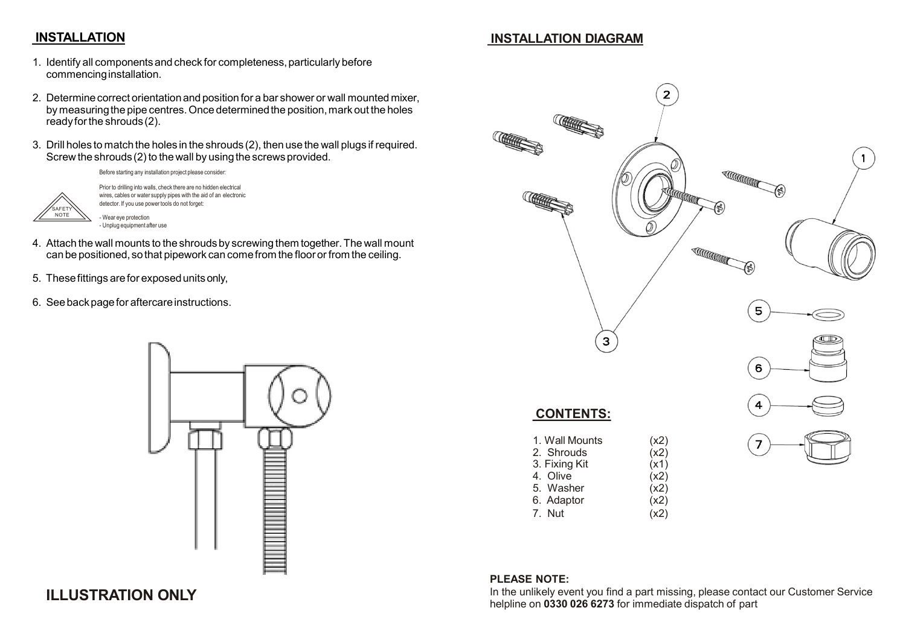## INSTALLATION

1. Identify all components and check for completeness, particularly before commencing installation.
2. Determine correct orientation and position for a bar shower or wall mounted mixer, by measuring the pipe centres. Once determined the position, mark out the holes ready for the shrouds (2).
3. Drill holes to match the holes in the shrouds (2), then use the wall plugs if required. Screw the shrouds (2) to the wall by using the screws provided.

SAFETY NOTE

Before starting any installation project please consider:

Prior to drilling into walls, check there are no hidden electrical wires, cables or water supply pipes with the aid of an electronic detector. If you use power tools do not forget:

- Wear eye protection
- Unplug equipment after use

4. Attach the wall mounts to the shrouds by screwing them together. The wall mount can be positioned, so that pipework can come from the floor or from the ceiling.
5. These fittings are for exposed units only,
6. See back page for aftercare instructions.

## ILLUSTRATION ONLY

## INSTALLATION DIAGRAM

2

1

3

5

6

4

7

## CONTENTS:

| | |
|---|---|
| 1. Wall Mounts | (x2) |
| 2. Shrouds | (x2) |
| 3. Fixing Kit | (x1) |
| 4. Olive | (x2) |
| 5. Washer | (x2) |
| 6. Adaptor | (x2) |
| 7. Nut | (x2) |

**PLEASE NOTE:**
In the unlikely event you find a part missing, please contact our Customer Service helpline on **0330 026 6273** for immediate dispatch of part